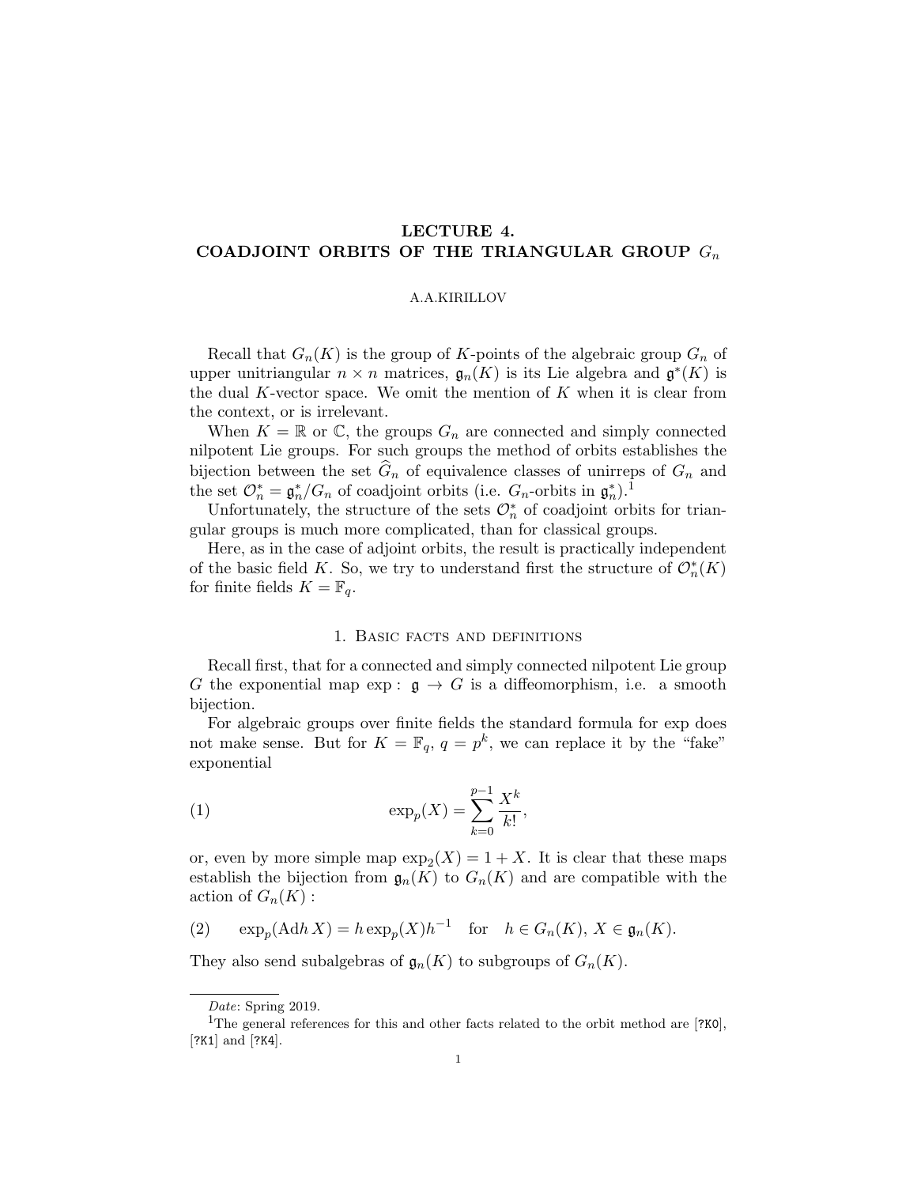# LECTURE 4.
# COADJOINT ORBITS OF THE TRIANGULAR GROUP $G_n$

A.A.KIRILLOV

Recall that $G_n(K)$ is the group of $K$-points of the algebraic group $G_n$ of upper unitriangular $n \times n$ matrices, $\mathfrak{g}_n(K)$ is its Lie algebra and $\mathfrak{g}^*(K)$ is the dual $K$-vector space. We omit the mention of $K$ when it is clear from the context, or is irrelevant.

When $K = \mathbb{R}$ or $\mathbb{C}$, the groups $G_n$ are connected and simply connected nilpotent Lie groups. For such groups the method of orbits establishes the bijection between the set $\widehat{G}_n$ of equivalence classes of unirreps of $G_n$ and the set $\mathcal{O}_n^* = \mathfrak{g}_n^*/G_n$ of coadjoint orbits (i.e. $G_n$-orbits in $\mathfrak{g}_n^*$).[1]

Unfortunately, the structure of the sets $\mathcal{O}_n^*$ of coadjoint orbits for triangular groups is much more complicated, than for classical groups.

Here, as in the case of adjoint orbits, the result is practically independent of the basic field $K$. So, we try to understand first the structure of $\mathcal{O}_n^*(K)$ for finite fields $K = \mathbb{F}_q$.

## 1. Basic facts and definitions

Recall first, that for a connected and simply connected nilpotent Lie group $G$ the exponential map $\exp : \mathfrak{g} \to G$ is a diffeomorphism, i.e. a smooth bijection.

For algebraic groups over finite fields the standard formula for exp does not make sense. But for $K = \mathbb{F}_q$, $q = p^k$, we can replace it by the "fake" exponential

$$\exp_p(X) = \sum_{k=0}^{p-1} \frac{X^k}{k!}, \tag{1}$$

or, even by more simple map $\exp_2(X) = 1 + X$. It is clear that these maps establish the bijection from $\mathfrak{g}_n(K)$ to $G_n(K)$ and are compatible with the action of $G_n(K)$ :

$$\exp_p(\mathrm{Ad}h\, X) = h \exp_p(X) h^{-1} \quad \text{for} \quad h \in G_n(K),\ X \in \mathfrak{g}_n(K). \tag{2}$$

They also send subalgebras of $\mathfrak{g}_n(K)$ to subgroups of $G_n(K)$.

---

*Date*: Spring 2019.

[1] The general references for this and other facts related to the orbit method are [?K0], [?K1] and [?K4].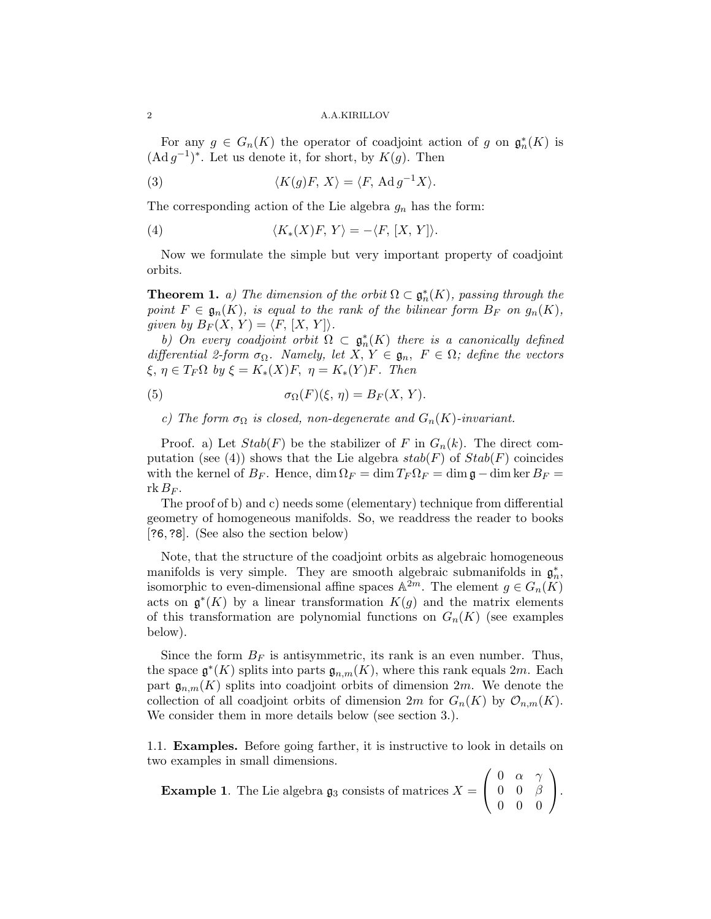For any $g \in G_n(K)$ the operator of coadjoint action of $g$ on $\mathfrak{g}_n^*(K)$ is $(\operatorname{Ad} g^{-1})^*$. Let us denote it, for short, by $K(g)$. Then

$$\langle K(g)F,\, X\rangle = \langle F,\, \operatorname{Ad} g^{-1}X\rangle. \tag{3}$$

The corresponding action of the Lie algebra $g_n$ has the form:

$$\langle K_*(X)F,\, Y\rangle = -\langle F,\, [X,\, Y]\rangle. \tag{4}$$

Now we formulate the simple but very important property of coadjoint orbits.

**Theorem 1.** *a) The dimension of the orbit $\Omega \subset \mathfrak{g}_n^*(K)$, passing through the point $F \in \mathfrak{g}_n(K)$, is equal to the rank of the bilinear form $B_F$ on $g_n(K)$, given by $B_F(X,\, Y) = \langle F,\, [X,\, Y]\rangle$.*

*b) On every coadjoint orbit $\Omega \subset \mathfrak{g}_n^*(K)$ there is a canonically defined differential 2-form $\sigma_\Omega$. Namely, let $X,\, Y \in \mathfrak{g}_n,\ F \in \Omega$; define the vectors $\xi,\, \eta \in T_F\Omega$ by $\xi = K_*(X)F,\ \eta = K_*(Y)F$. Then*

$$\sigma_\Omega(F)(\xi,\, \eta) = B_F(X,\, Y). \tag{5}$$

*c) The form $\sigma_\Omega$ is closed, non-degenerate and $G_n(K)$-invariant.*

Proof. a) Let $Stab(F)$ be the stabilizer of $F$ in $G_n(k)$. The direct computation (see (4)) shows that the Lie algebra $stab(F)$ of $Stab(F)$ coincides with the kernel of $B_F$. Hence, $\dim \Omega_F = \dim T_F\Omega_F = \dim \mathfrak{g} - \dim \ker B_F = \operatorname{rk} B_F$.

The proof of b) and c) needs some (elementary) technique from differential geometry of homogeneous manifolds. So, we readdress the reader to books [?6, ?8]. (See also the section below)

Note, that the structure of the coadjoint orbits as algebraic homogeneous manifolds is very simple. They are smooth algebraic submanifolds in $\mathfrak{g}_n^*$, isomorphic to even-dimensional affine spaces $\mathbb{A}^{2m}$. The element $g \in G_n(K)$ acts on $\mathfrak{g}^*(K)$ by a linear transformation $K(g)$ and the matrix elements of this transformation are polynomial functions on $G_n(K)$ (see examples below).

Since the form $B_F$ is antisymmetric, its rank is an even number. Thus, the space $\mathfrak{g}^*(K)$ splits into parts $\mathfrak{g}_{n,m}(K)$, where this rank equals $2m$. Each part $\mathfrak{g}_{n,m}(K)$ splits into coadjoint orbits of dimension $2m$. We denote the collection of all coadjoint orbits of dimension $2m$ for $G_n(K)$ by $\mathcal{O}_{n,m}(K)$. We consider them in more details below (see section 3.).

### 1.1. Examples.

Before going farther, it is instructive to look in details on two examples in small dimensions.

**Example 1**. The Lie algebra $\mathfrak{g}_3$ consists of matrices $X = \begin{pmatrix} 0 & \alpha & \gamma \\ 0 & 0 & \beta \\ 0 & 0 & 0 \end{pmatrix}$.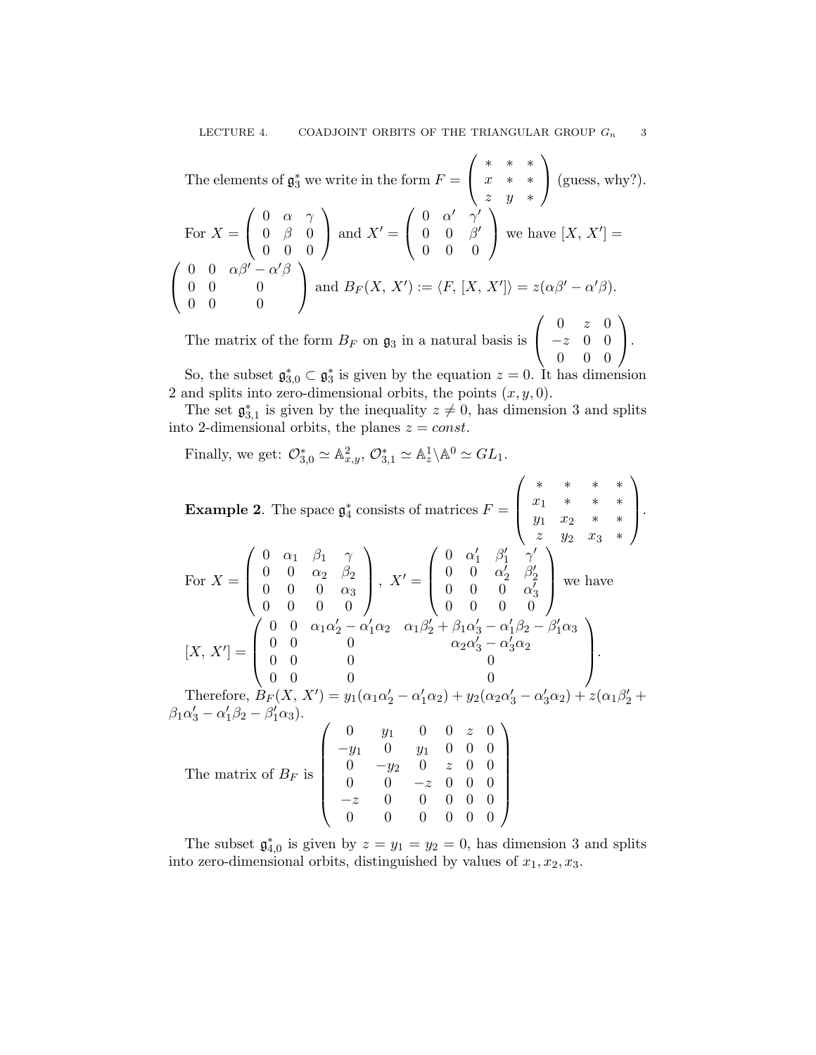The elements of $\mathfrak{g}_3^*$ we write in the form $F = \begin{pmatrix} * & * & * \\ x & * & * \\ z & y & * \end{pmatrix}$ (guess, why?).

For $X = \begin{pmatrix} 0 & \alpha & \gamma \\ 0 & \beta & 0 \\ 0 & 0 & 0 \end{pmatrix}$ and $X' = \begin{pmatrix} 0 & \alpha' & \gamma' \\ 0 & 0 & \beta' \\ 0 & 0 & 0 \end{pmatrix}$ we have $[X, X'] = \begin{pmatrix} 0 & 0 & \alpha\beta' - \alpha'\beta \\ 0 & 0 & 0 \\ 0 & 0 & 0 \end{pmatrix}$ and $B_F(X, X') := \langle F, [X, X'] \rangle = z(\alpha\beta' - \alpha'\beta)$.

The matrix of the form $B_F$ on $\mathfrak{g}_3$ in a natural basis is $\begin{pmatrix} 0 & z & 0 \\ -z & 0 & 0 \\ 0 & 0 & 0 \end{pmatrix}$.

So, the subset $\mathfrak{g}_{3,0}^* \subset \mathfrak{g}_3^*$ is given by the equation $z = 0$. It has dimension 2 and splits into zero-dimensional orbits, the points $(x, y, 0)$.

The set $\mathfrak{g}_{3,1}^*$ is given by the inequality $z \neq 0$, has dimension 3 and splits into 2-dimensional orbits, the planes $z = const$.

Finally, we get: $\mathcal{O}_{3,0}^* \simeq \mathbb{A}_{x,y}^2$, $\mathcal{O}_{3,1}^* \simeq \mathbb{A}_z^1 \backslash \mathbb{A}^0 \simeq GL_1$.

**Example 2**. The space $\mathfrak{g}_4^*$ consists of matrices $F = \begin{pmatrix} * & * & * & * \\ x_1 & * & * & * \\ y_1 & x_2 & * & * \\ z & y_2 & x_3 & * \end{pmatrix}$.

For $X = \begin{pmatrix} 0 & \alpha_1 & \beta_1 & \gamma \\ 0 & 0 & \alpha_2 & \beta_2 \\ 0 & 0 & 0 & \alpha_3 \\ 0 & 0 & 0 & 0 \end{pmatrix}$, $X' = \begin{pmatrix} 0 & \alpha_1' & \beta_1' & \gamma' \\ 0 & 0 & \alpha_2' & \beta_2' \\ 0 & 0 & 0 & \alpha_3' \\ 0 & 0 & 0 & 0 \end{pmatrix}$ we have

$$[X, X'] = \begin{pmatrix} 0 & 0 & \alpha_1\alpha_2' - \alpha_1'\alpha_2 & \alpha_1\beta_2' + \beta_1\alpha_3' - \alpha_1'\beta_2 - \beta_1'\alpha_3 \\ 0 & 0 & 0 & \alpha_2\alpha_3' - \alpha_3'\alpha_2 \\ 0 & 0 & 0 & 0 \\ 0 & 0 & 0 & 0 \end{pmatrix}.$$

Therefore, $B_F(X, X') = y_1(\alpha_1\alpha_2' - \alpha_1'\alpha_2) + y_2(\alpha_2\alpha_3' - \alpha_3'\alpha_2) + z(\alpha_1\beta_2' + \beta_1\alpha_3' - \alpha_1'\beta_2 - \beta_1'\alpha_3)$.

The matrix of $B_F$ is $\begin{pmatrix} 0 & y_1 & 0 & 0 & z & 0 \\ -y_1 & 0 & y_1 & 0 & 0 & 0 \\ 0 & -y_2 & 0 & z & 0 & 0 \\ 0 & 0 & -z & 0 & 0 & 0 \\ -z & 0 & 0 & 0 & 0 & 0 \\ 0 & 0 & 0 & 0 & 0 & 0 \end{pmatrix}$

The subset $\mathfrak{g}_{4,0}^*$ is given by $z = y_1 = y_2 = 0$, has dimension 3 and splits into zero-dimensional orbits, distinguished by values of $x_1, x_2, x_3$.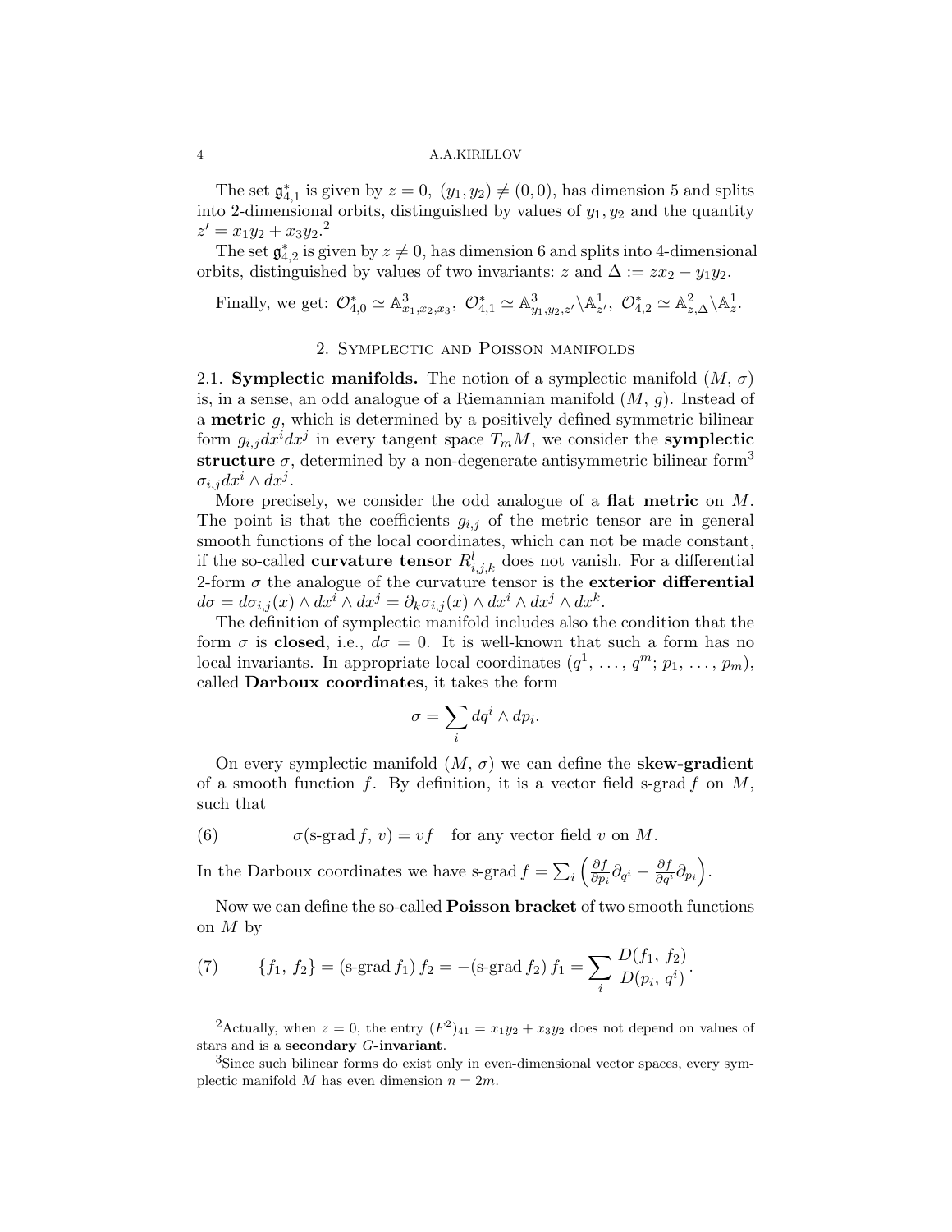The set $\mathfrak{g}^*_{4,1}$ is given by $z = 0$, $(y_1, y_2) \neq (0, 0)$, has dimension 5 and splits into 2-dimensional orbits, distinguished by values of $y_1, y_2$ and the quantity $z' = x_1 y_2 + x_3 y_2$.[2]

The set $\mathfrak{g}^*_{4,2}$ is given by $z \neq 0$, has dimension 6 and splits into 4-dimensional orbits, distinguished by values of two invariants: $z$ and $\Delta := z x_2 - y_1 y_2$.

Finally, we get: $\mathcal{O}^*_{4,0} \simeq \mathbb{A}^3_{x_1,x_2,x_3}$, $\mathcal{O}^*_{4,1} \simeq \mathbb{A}^3_{y_1,y_2,z'} \backslash \mathbb{A}^1_{z'}$, $\mathcal{O}^*_{4,2} \simeq \mathbb{A}^2_{z,\Delta} \backslash \mathbb{A}^1_{z}$.

## 2. Symplectic and Poisson manifolds

2.1. **Symplectic manifolds.** The notion of a symplectic manifold $(M, \sigma)$ is, in a sense, an odd analogue of a Riemannian manifold $(M, g)$. Instead of a **metric** $g$, which is determined by a positively defined symmetric bilinear form $g_{i,j} dx^i dx^j$ in every tangent space $T_m M$, we consider the **symplectic structure** $\sigma$, determined by a non-degenerate antisymmetric bilinear form[3] $\sigma_{i,j} dx^i \wedge dx^j$.

More precisely, we consider the odd analogue of a **flat metric** on $M$. The point is that the coefficients $g_{i,j}$ of the metric tensor are in general smooth functions of the local coordinates, which can not be made constant, if the so-called **curvature tensor** $R^l_{i,j,k}$ does not vanish. For a differential 2-form $\sigma$ the analogue of the curvature tensor is the **exterior differential** $d\sigma = d\sigma_{i,j}(x) \wedge dx^i \wedge dx^j = \partial_k \sigma_{i,j}(x) \wedge dx^i \wedge dx^j \wedge dx^k$.

The definition of symplectic manifold includes also the condition that the form $\sigma$ is **closed**, i.e., $d\sigma = 0$. It is well-known that such a form has no local invariants. In appropriate local coordinates $(q^1, \ldots, q^m; p_1, \ldots, p_m)$, called **Darboux coordinates**, it takes the form

$$\sigma = \sum_i dq^i \wedge dp_i.$$

On every symplectic manifold $(M, \sigma)$ we can define the **skew-gradient** of a smooth function $f$. By definition, it is a vector field s-grad $f$ on $M$, such that

$$\sigma(\text{s-grad}\, f,\, v) = vf \quad \text{for any vector field } v \text{ on } M. \tag{6}$$

In the Darboux coordinates we have s-grad $f = \sum_i \left( \frac{\partial f}{\partial p_i} \partial_{q^i} - \frac{\partial f}{\partial q^i} \partial_{p_i} \right)$.

Now we can define the so-called **Poisson bracket** of two smooth functions on $M$ by

$$\{f_1,\, f_2\} = (\text{s-grad}\, f_1)\, f_2 = -(\text{s-grad}\, f_2)\, f_1 = \sum_i \frac{D(f_1,\, f_2)}{D(p_i,\, q^i)}. \tag{7}$$

---

[2] Actually, when $z = 0$, the entry $(F^2)_{41} = x_1 y_2 + x_3 y_2$ does not depend on values of stars and is a **secondary** $G$**-invariant**.

[3] Since such bilinear forms do exist only in even-dimensional vector spaces, every symplectic manifold $M$ has even dimension $n = 2m$.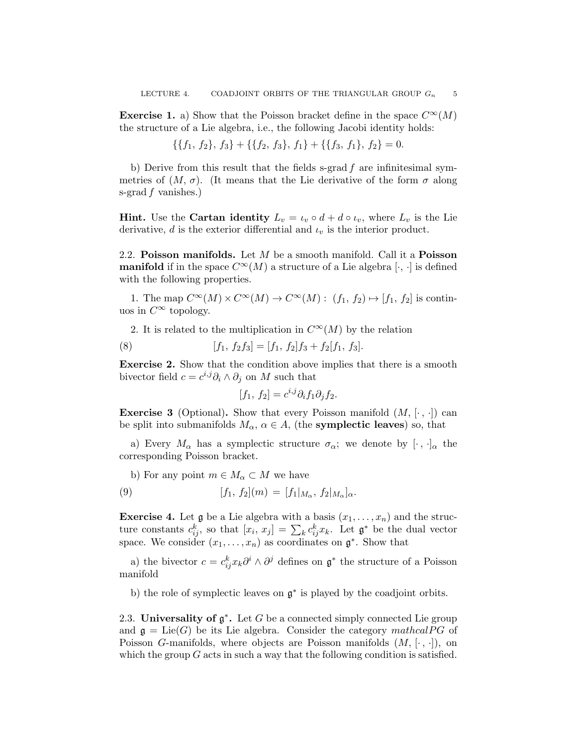**Exercise 1.** a) Show that the Poisson bracket define in the space $C^\infty(M)$ the structure of a Lie algebra, i.e., the following Jacobi identity holds:

$$\{\{f_1,\, f_2\},\, f_3\} + \{\{f_2,\, f_3\},\, f_1\} + \{\{f_3,\, f_1\},\, f_2\} = 0.$$

b) Derive from this result that the fields s-grad $f$ are infinitesimal symmetries of $(M, \sigma)$. (It means that the Lie derivative of the form $\sigma$ along s-grad $f$ vanishes.)

**Hint.** Use the **Cartan identity** $L_v = \iota_v \circ d + d \circ \iota_v$, where $L_v$ is the Lie derivative, $d$ is the exterior differential and $\iota_v$ is the interior product.

2.2. **Poisson manifolds.** Let $M$ be a smooth manifold. Call it a **Poisson manifold** if in the space $C^\infty(M)$ a structure of a Lie algebra $[\cdot,\, \cdot]$ is defined with the following properties.

1. The map $C^\infty(M) \times C^\infty(M) \to C^\infty(M):\ (f_1,\, f_2) \mapsto [f_1,\, f_2]$ is continuos in $C^\infty$ topology.

2. It is related to the multiplication in $C^\infty(M)$ by the relation

$$[f_1,\, f_2 f_3] = [f_1,\, f_2] f_3 + f_2 [f_1,\, f_3]. \tag{8}$$

**Exercise 2.** Show that the condition above implies that there is a smooth bivector field $c = c^{i,j}\partial_i \wedge \partial_j$ on $M$ such that

$$[f_1,\, f_2] = c^{i,j}\partial_i f_1 \partial_j f_2.$$

**Exercise 3** (Optional)**.** Show that every Poisson manifold $(M, [\cdot\,, \cdot])$ can be split into submanifolds $M_\alpha$, $\alpha \in A$, (the **symplectic leaves**) so, that

a) Every $M_\alpha$ has a symplectic structure $\sigma_\alpha$; we denote by $[\cdot\,, \cdot]_\alpha$ the corresponding Poisson bracket.

b) For any point $m \in M_\alpha \subset M$ we have

$$[f_1,\, f_2](m) \,=\, [f_1|_{M_\alpha},\, f_2|_{M_\alpha}]_\alpha. \tag{9}$$

**Exercise 4.** Let $\mathfrak{g}$ be a Lie algebra with a basis $(x_1, \ldots, x_n)$ and the structure constants $c_{ij}^k$, so that $[x_i,\, x_j] = \sum_k c_{ij}^k x_k$. Let $\mathfrak{g}^*$ be the dual vector space. We consider $(x_1, \ldots, x_n)$ as coordinates on $\mathfrak{g}^*$. Show that

a) the bivector $c = c_{ij}^k x_k \partial^i \wedge \partial^j$ defines on $\mathfrak{g}^*$ the structure of a Poisson manifold

b) the role of symplectic leaves on $\mathfrak{g}^*$ is played by the coadjoint orbits.

2.3. **Universality of $\mathfrak{g}^*$.** Let $G$ be a connected simply connected Lie group and $\mathfrak{g} = \mathrm{Lie}(G)$ be its Lie algebra. Consider the category *mathcalPG* of Poisson $G$-manifolds, where objects are Poisson manifolds $(M, [\cdot\,, \cdot])$, on which the group $G$ acts in such a way that the following condition is satisfied.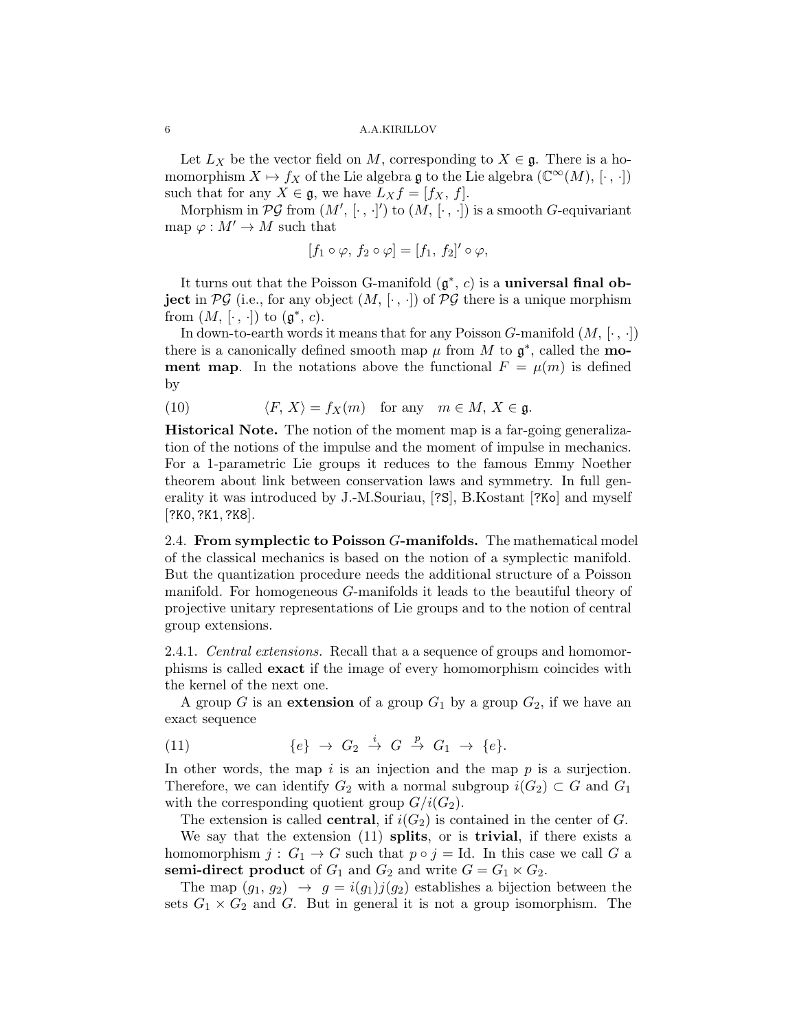Let $L_X$ be the vector field on $M$, corresponding to $X \in \mathfrak{g}$. There is a homomorphism $X \mapsto f_X$ of the Lie algebra $\mathfrak{g}$ to the Lie algebra $(\mathbb{C}^\infty(M), [\cdot, \cdot])$ such that for any $X \in \mathfrak{g}$, we have $L_X f = [f_X, f]$.

Morphism in $\mathcal{PG}$ from $(M', [\cdot, \cdot]')$ to $(M, [\cdot, \cdot])$ is a smooth $G$-equivariant map $\varphi : M' \to M$ such that

$$[f_1 \circ \varphi, f_2 \circ \varphi] = [f_1, f_2]' \circ \varphi,$$

It turns out that the Poisson G-manifold $(\mathfrak{g}^*, c)$ is a **universal final object** in $\mathcal{PG}$ (i.e., for any object $(M, [\cdot, \cdot])$ of $\mathcal{PG}$ there is a unique morphism from $(M, [\cdot, \cdot])$ to $(\mathfrak{g}^*, c)$.

In down-to-earth words it means that for any Poisson $G$-manifold $(M, [\cdot, \cdot])$ there is a canonically defined smooth map $\mu$ from $M$ to $\mathfrak{g}^*$, called the **moment map**. In the notations above the functional $F = \mu(m)$ is defined by

$$\langle F, X\rangle = f_X(m) \quad \text{for any} \quad m \in M, X \in \mathfrak{g}. \tag{10}$$

**Historical Note.** The notion of the moment map is a far-going generalization of the notions of the impulse and the moment of impulse in mechanics. For a 1-parametric Lie groups it reduces to the famous Emmy Noether theorem about link between conservation laws and symmetry. In full generality it was introduced by J.-M.Souriau, [?S], B.Kostant [?Ko] and myself [?K0, ?K1, ?K8].

2.4. **From symplectic to Poisson $G$-manifolds.** The mathematical model of the classical mechanics is based on the notion of a symplectic manifold. But the quantization procedure needs the additional structure of a Poisson manifold. For homogeneous $G$-manifolds it leads to the beautiful theory of projective unitary representations of Lie groups and to the notion of central group extensions.

2.4.1. *Central extensions.* Recall that a a sequence of groups and homomorphisms is called **exact** if the image of every homomorphism coincides with the kernel of the next one.

A group $G$ is an **extension** of a group $G_1$ by a group $G_2$, if we have an exact sequence

$$\{e\} \to G_2 \xrightarrow{i} G \xrightarrow{p} G_1 \to \{e\}. \tag{11}$$

In other words, the map $i$ is an injection and the map $p$ is a surjection. Therefore, we can identify $G_2$ with a normal subgroup $i(G_2) \subset G$ and $G_1$ with the corresponding quotient group $G/i(G_2)$.

The extension is called **central**, if $i(G_2)$ is contained in the center of $G$.

We say that the extension (11) **splits**, or is **trivial**, if there exists a homomorphism $j : G_1 \to G$ such that $p \circ j = \mathrm{Id}$. In this case we call $G$ a **semi-direct product** of $G_1$ and $G_2$ and write $G = G_1 \ltimes G_2$.

The map $(g_1, g_2) \to g = i(g_1)j(g_2)$ establishes a bijection between the sets $G_1 \times G_2$ and $G$. But in general it is not a group isomorphism. The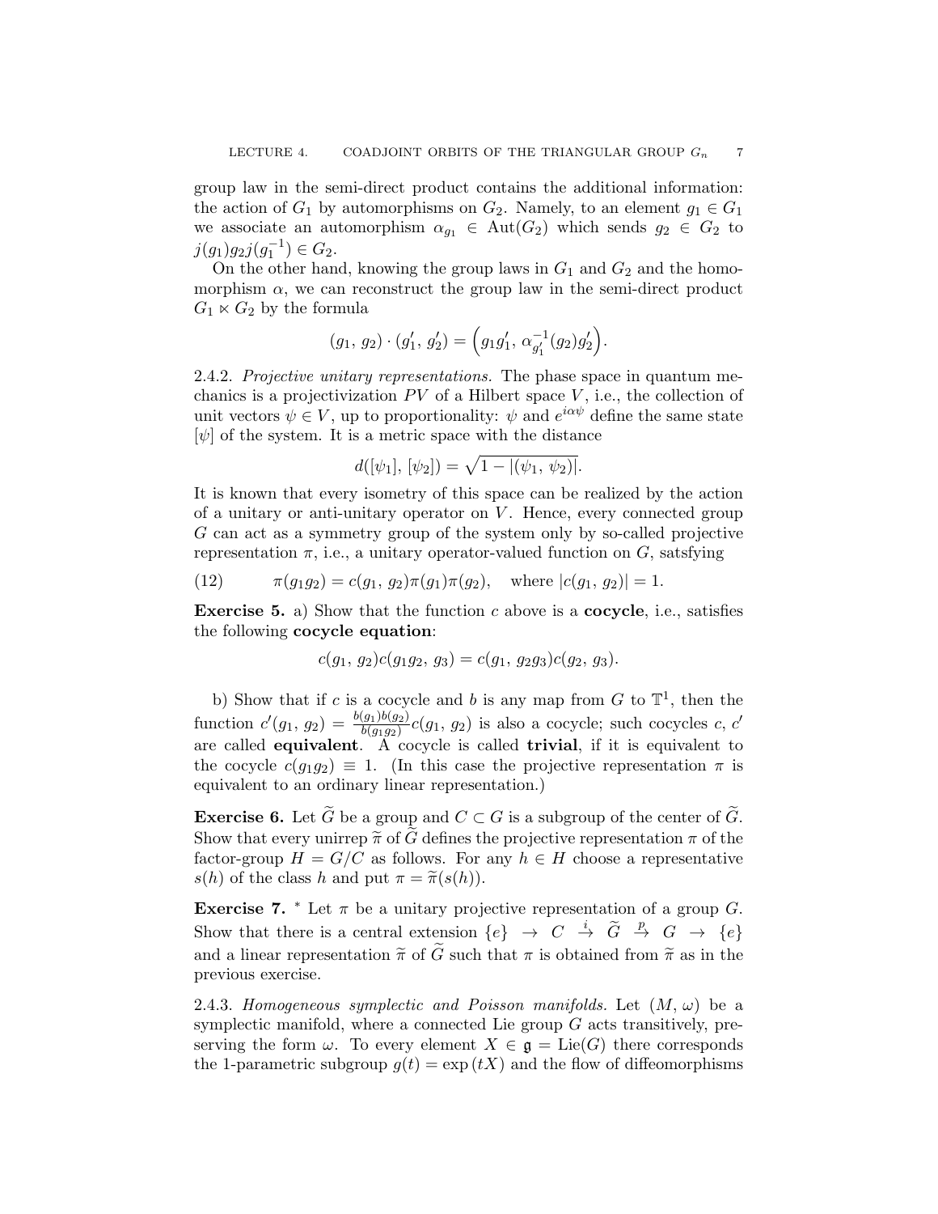group law in the semi-direct product contains the additional information: the action of $G_1$ by automorphisms on $G_2$. Namely, to an element $g_1 \in G_1$ we associate an automorphism $\alpha_{g_1} \in \mathrm{Aut}(G_2)$ which sends $g_2 \in G_2$ to $j(g_1)g_2 j(g_1^{-1}) \in G_2$.

On the other hand, knowing the group laws in $G_1$ and $G_2$ and the homomorphism $\alpha$, we can reconstruct the group law in the semi-direct product $G_1 \ltimes G_2$ by the formula

$$(g_1,\, g_2) \cdot (g_1',\, g_2') = \Big(g_1 g_1',\, \alpha_{g_1'}^{-1}(g_2) g_2'\Big).$$

2.4.2. *Projective unitary representations.* The phase space in quantum mechanics is a projectivization $PV$ of a Hilbert space $V$, i.e., the collection of unit vectors $\psi \in V$, up to proportionality: $\psi$ and $e^{i\alpha\psi}$ define the same state $[\psi]$ of the system. It is a metric space with the distance

$$d([\psi_1],\, [\psi_2]) = \sqrt{1 - |(\psi_1,\, \psi_2)|}.$$

It is known that every isometry of this space can be realized by the action of a unitary or anti-unitary operator on $V$. Hence, every connected group $G$ can act as a symmetry group of the system only by so-called projective representation $\pi$, i.e., a unitary operator-valued function on $G$, satsfying

$$\pi(g_1 g_2) = c(g_1,\, g_2)\pi(g_1)\pi(g_2), \quad \text{where } |c(g_1,\, g_2)| = 1. \tag{12}$$

**Exercise 5.** a) Show that the function $c$ above is a **cocycle**, i.e., satisfies the following **cocycle equation**:

$$c(g_1,\, g_2)c(g_1 g_2,\, g_3) = c(g_1,\, g_2 g_3)c(g_2,\, g_3).$$

b) Show that if $c$ is a cocycle and $b$ is any map from $G$ to $\mathbb{T}^1$, then the function $c'(g_1,\, g_2) = \frac{b(g_1)b(g_2)}{b(g_1 g_2)}c(g_1,\, g_2)$ is also a cocycle; such cocycles $c$, $c'$ are called **equivalent**. A cocycle is called **trivial**, if it is equivalent to the cocycle $c(g_1 g_2) \equiv 1$. (In this case the projective representation $\pi$ is equivalent to an ordinary linear representation.)

**Exercise 6.** Let $\widetilde{G}$ be a group and $C \subset G$ is a subgroup of the center of $\widetilde{G}$. Show that every unirrep $\widetilde{\pi}$ of $\widetilde{G}$ defines the projective representation $\pi$ of the factor-group $H = G/C$ as follows. For any $h \in H$ choose a representative $s(h)$ of the class $h$ and put $\pi = \widetilde{\pi}(s(h))$.

**Exercise 7.** * Let $\pi$ be a unitary projective representation of a group $G$. Show that there is a central extension $\{e\} \to C \xrightarrow{i} \widetilde{G} \xrightarrow{p} G \to \{e\}$ and a linear representation $\widetilde{\pi}$ of $\widetilde{G}$ such that $\pi$ is obtained from $\widetilde{\pi}$ as in the previous exercise.

2.4.3. *Homogeneous symplectic and Poisson manifolds.* Let $(M,\, \omega)$ be a symplectic manifold, where a connected Lie group $G$ acts transitively, preserving the form $\omega$. To every element $X \in \mathfrak{g} = \mathrm{Lie}(G)$ there corresponds the 1-parametric subgroup $g(t) = \exp(tX)$ and the flow of diffeomorphisms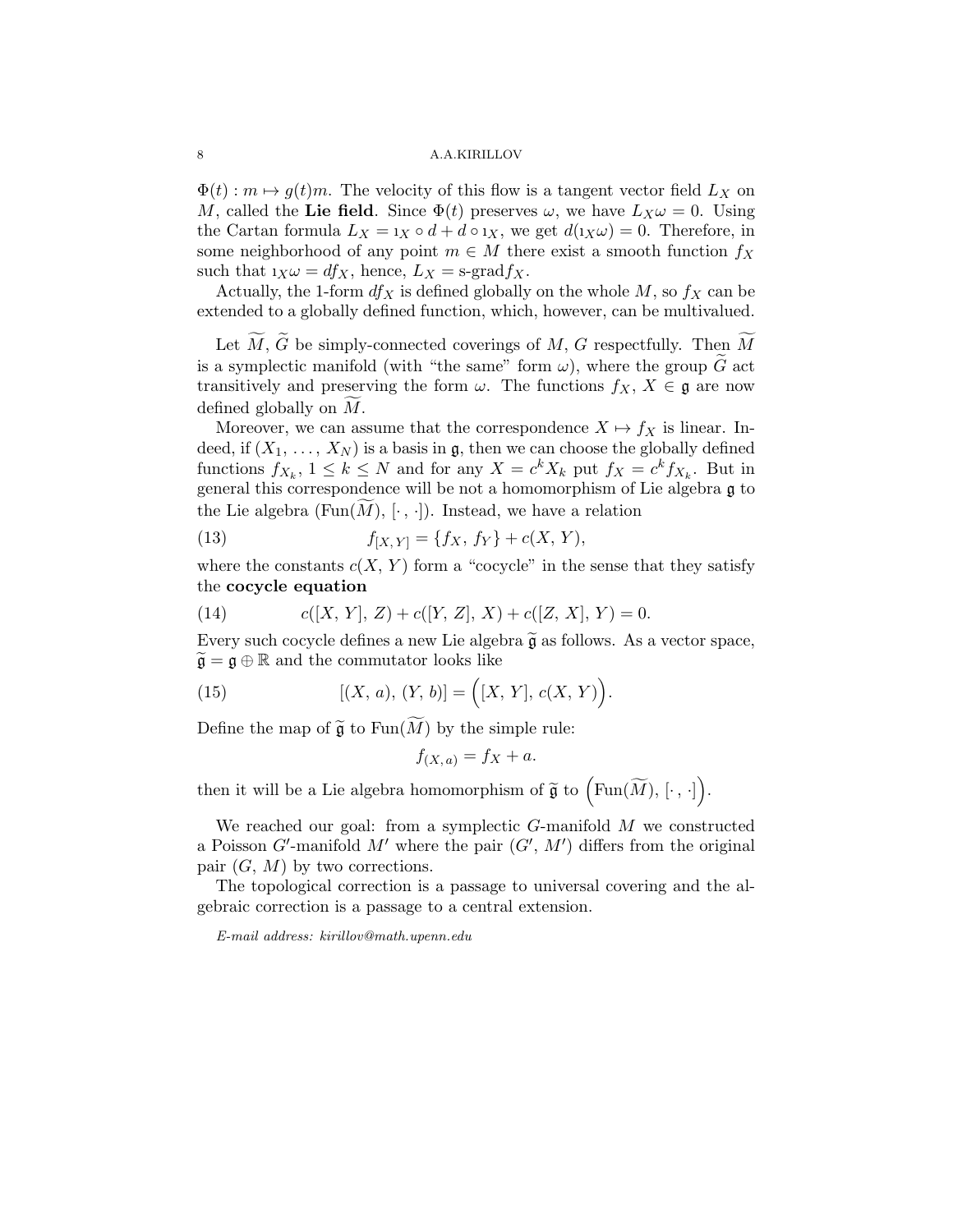$\Phi(t) : m \mapsto g(t)m$. The velocity of this flow is a tangent vector field $L_X$ on $M$, called the **Lie field**. Since $\Phi(t)$ preserves $\omega$, we have $L_X\omega = 0$. Using the Cartan formula $L_X = \imath_X \circ d + d \circ \imath_X$, we get $d(\imath_X\omega) = 0$. Therefore, in some neighborhood of any point $m \in M$ there exist a smooth function $f_X$ such that $\imath_X\omega = df_X$, hence, $L_X = \text{s-grad} f_X$.

Actually, the 1-form $df_X$ is defined globally on the whole $M$, so $f_X$ can be extended to a globally defined function, which, however, can be multivalued.

Let $\widetilde{M}$, $\widetilde{G}$ be simply-connected coverings of $M$, $G$ respectfully. Then $\widetilde{M}$ is a symplectic manifold (with "the same" form $\omega$), where the group $\widetilde{G}$ act transitively and preserving the form $\omega$. The functions $f_X$, $X \in \mathfrak{g}$ are now defined globally on $\widetilde{M}$.

Moreover, we can assume that the correspondence $X \mapsto f_X$ is linear. Indeed, if $(X_1, \ldots, X_N)$ is a basis in $\mathfrak{g}$, then we can choose the globally defined functions $f_{X_k}$, $1 \leq k \leq N$ and for any $X = c^k X_k$ put $f_X = c^k f_{X_k}$. But in general this correspondence will be not a homomorphism of Lie algebra $\mathfrak{g}$ to the Lie algebra $(\text{Fun}(\widetilde{M}), [\cdot, \cdot])$. Instead, we have a relation

$$f_{[X,\,Y]} = \{f_X,\, f_Y\} + c(X,\, Y), \tag{13}$$

where the constants $c(X, Y)$ form a "cocycle" in the sense that they satisfy the **cocycle equation**

$$c([X,\, Y],\, Z) + c([Y,\, Z],\, X) + c([Z,\, X],\, Y) = 0. \tag{14}$$

Every such cocycle defines a new Lie algebra $\widetilde{\mathfrak{g}}$ as follows. As a vector space, $\widetilde{\mathfrak{g}} = \mathfrak{g} \oplus \mathbb{R}$ and the commutator looks like

$$[(X,\, a),\, (Y,\, b)] = \Big([X,\, Y],\, c(X,\, Y)\Big). \tag{15}$$

Define the map of $\widetilde{\mathfrak{g}}$ to $\text{Fun}(\widetilde{M})$ by the simple rule:

$$f_{(X,\,a)} = f_X + a.$$

then it will be a Lie algebra homomorphism of $\widetilde{\mathfrak{g}}$ to $\Big(\text{Fun}(\widetilde{M}),\, [\cdot\,,\, \cdot]\Big)$.

We reached our goal: from a symplectic $G$-manifold $M$ we constructed a Poisson $G'$-manifold $M'$ where the pair $(G',\, M')$ differs from the original pair $(G,\, M)$ by two corrections.

The topological correction is a passage to universal covering and the algebraic correction is a passage to a central extension.

*E-mail address: kirillov@math.upenn.edu*